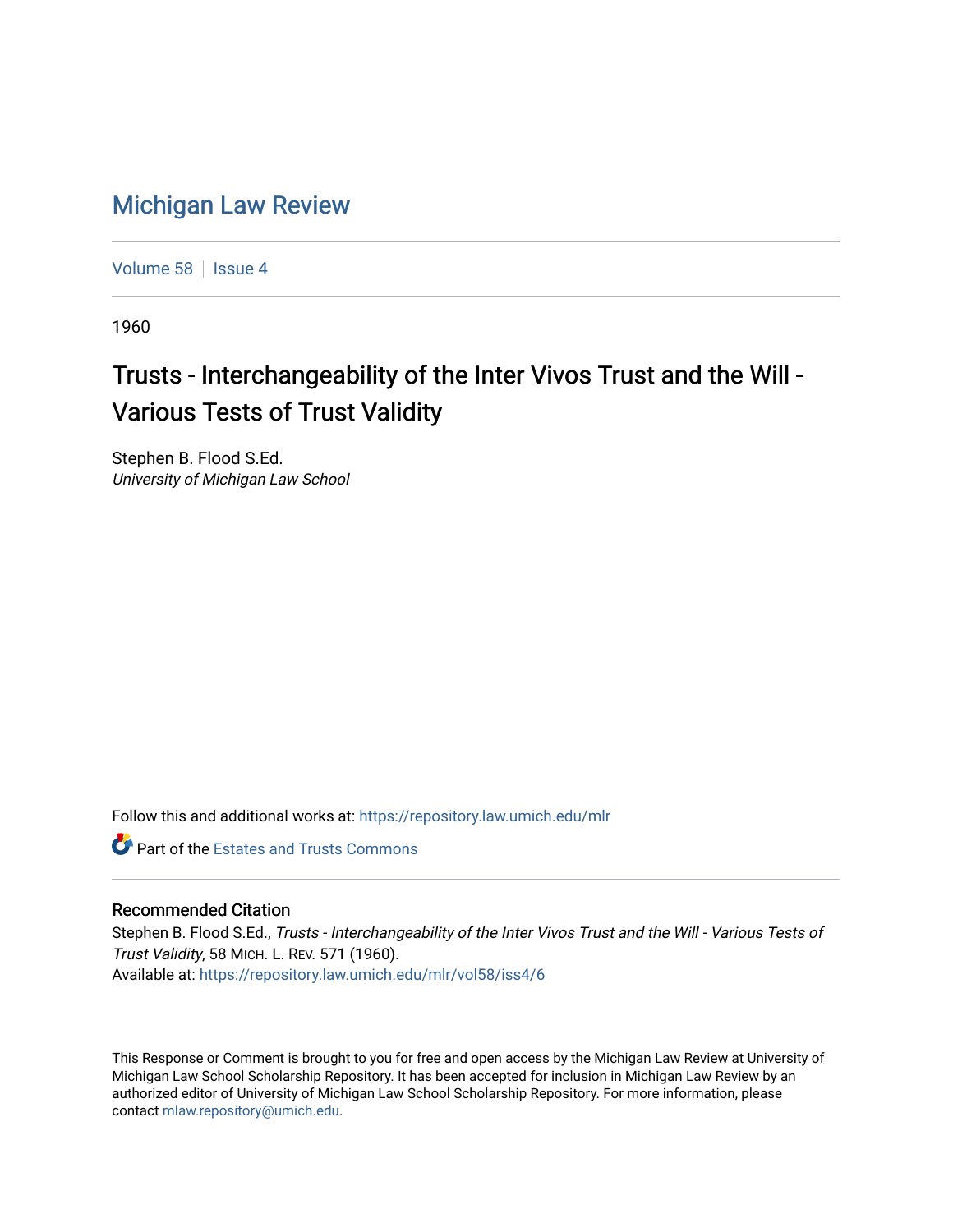# Michigan Law Review

Volume 58 | Issue 4

1960

## Trusts - Interchangeability of the Inter Vivos Trust and the Will - Various Tests of Trust Validity

Stephen B. Flood S.Ed.
*University of Michigan Law School*

Follow this and additional works at: https://repository.law.umich.edu/mlr

Part of the Estates and Trusts Commons

### Recommended Citation

Stephen B. Flood S.Ed., *Trusts - Interchangeability of the Inter Vivos Trust and the Will - Various Tests of Trust Validity*, 58 MICH. L. REV. 571 (1960).
Available at: https://repository.law.umich.edu/mlr/vol58/iss4/6

This Response or Comment is brought to you for free and open access by the Michigan Law Review at University of Michigan Law School Scholarship Repository. It has been accepted for inclusion in Michigan Law Review by an authorized editor of University of Michigan Law School Scholarship Repository. For more information, please contact mlaw.repository@umich.edu.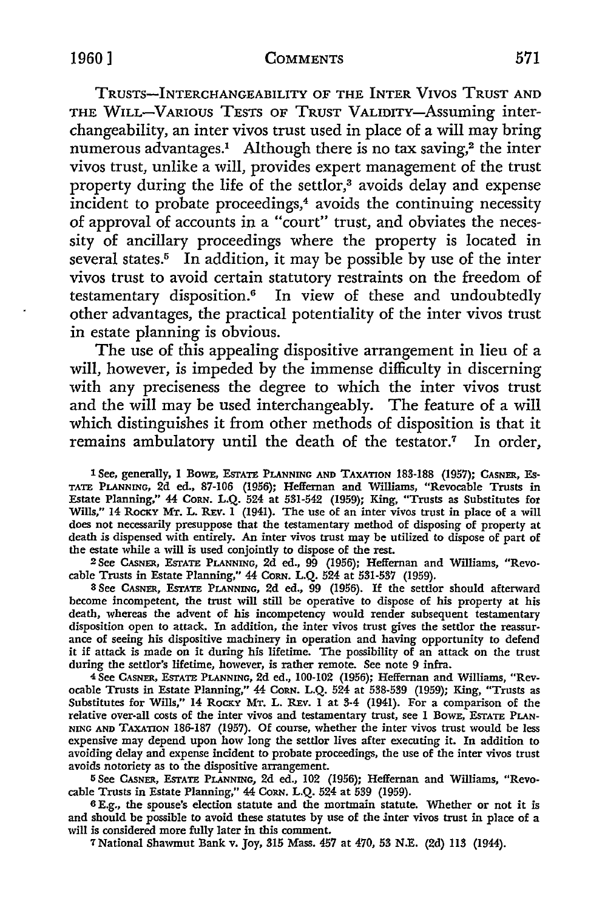TRUSTS—INTERCHANGEABILITY OF THE INTER VIVOS TRUST AND THE WILL—VARIOUS TESTS OF TRUST VALIDITY—Assuming interchangeability, an inter vivos trust used in place of a will may bring numerous advantages.[1] Although there is no tax saving,[2] the inter vivos trust, unlike a will, provides expert management of the trust property during the life of the settlor,[3] avoids delay and expense incident to probate proceedings,[4] avoids the continuing necessity of approval of accounts in a "court" trust, and obviates the necessity of ancillary proceedings where the property is located in several states.[5] In addition, it may be possible by use of the inter vivos trust to avoid certain statutory restraints on the freedom of testamentary disposition.[6] In view of these and undoubtedly other advantages, the practical potentiality of the inter vivos trust in estate planning is obvious.

The use of this appealing dispositive arrangement in lieu of a will, however, is impeded by the immense difficulty in discerning with any preciseness the degree to which the inter vivos trust and the will may be used interchangeably. The feature of a will which distinguishes it from other methods of disposition is that it remains ambulatory until the death of the testator.[7] In order,

---

[1] See, generally, 1 BOWE, ESTATE PLANNING AND TAXATION 183-188 (1957); CASNER, ESTATE PLANNING, 2d ed., 87-106 (1956); Heffernan and Williams, "Revocable Trusts in Estate Planning," 44 CORN. L.Q. 524 at 531-542 (1959); King, "Trusts as Substitutes for Wills," 14 ROCKY MT. L. REV. 1 (1941). The use of an inter vivos trust in place of a will does not necessarily presuppose that the testamentary method of disposing of property at death is dispensed with entirely. An inter vivos trust may be utilized to dispose of part of the estate while a will is used conjointly to dispose of the rest.

[2] See CASNER, ESTATE PLANNING, 2d ed., 99 (1956); Heffernan and Williams, "Revocable Trusts in Estate Planning," 44 CORN. L.Q. 524 at 531-537 (1959).

[3] See CASNER, ESTATE PLANNING, 2d ed., 99 (1956). If the settlor should afterward become incompetent, the trust will still be operative to dispose of his property at his death, whereas the advent of his incompetency would render subsequent testamentary disposition open to attack. In addition, the inter vivos trust gives the settlor the reassurance of seeing his dispositive machinery in operation and having opportunity to defend it if attack is made on it during his lifetime. The possibility of an attack on the trust during the settlor's lifetime, however, is rather remote. See note 9 infra.

[4] See CASNER, ESTATE PLANNING, 2d ed., 100-102 (1956); Heffernan and Williams, "Revocable Trusts in Estate Planning," 44 CORN. L.Q. 524 at 538-539 (1959); King, "Trusts as Substitutes for Wills," 14 ROCKY MT. L. REV. 1 at 3-4 (1941). For a comparison of the relative over-all costs of the inter vivos and testamentary trust, see 1 BOWE, ESTATE PLANNING AND TAXATION 186-187 (1957). Of course, whether the inter vivos trust would be less expensive may depend upon how long the settlor lives after executing it. In addition to avoiding delay and expense incident to probate proceedings, the use of the inter vivos trust avoids notoriety as to the dispositive arrangement.

[5] See CASNER, ESTATE PLANNING, 2d ed., 102 (1956); Heffernan and Williams, "Revocable Trusts in Estate Planning," 44 CORN. L.Q. 524 at 539 (1959).

[6] E.g., the spouse's election statute and the mortmain statute. Whether or not it is and should be possible to avoid these statutes by use of the inter vivos trust in place of a will is considered more fully later in this comment.

[7] National Shawmut Bank v. Joy, 315 Mass. 457 at 470, 53 N.E. (2d) 113 (1944).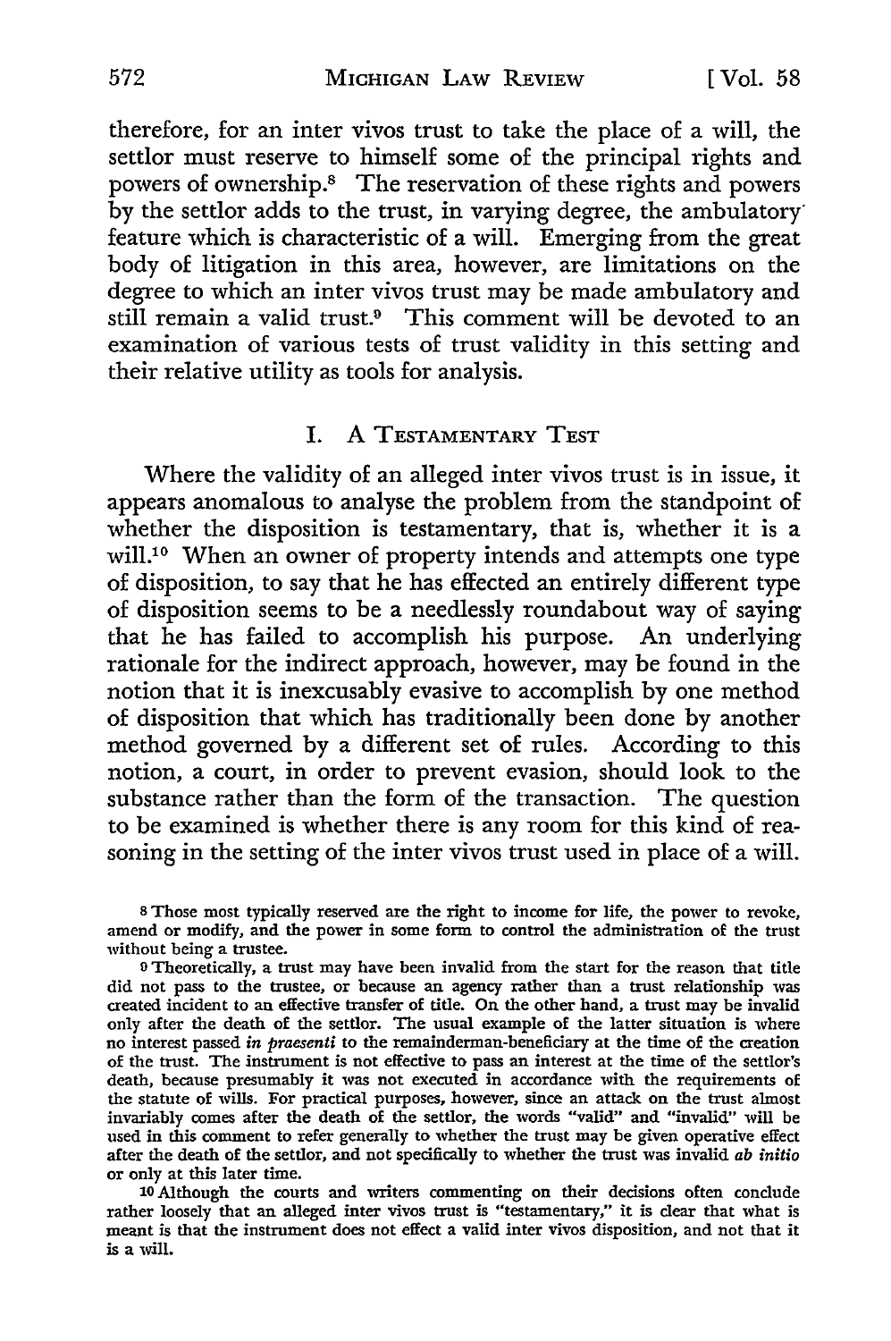therefore, for an inter vivos trust to take the place of a will, the settlor must reserve to himself some of the principal rights and powers of ownership.[8] The reservation of these rights and powers by the settlor adds to the trust, in varying degree, the ambulatory feature which is characteristic of a will. Emerging from the great body of litigation in this area, however, are limitations on the degree to which an inter vivos trust may be made ambulatory and still remain a valid trust.[9] This comment will be devoted to an examination of various tests of trust validity in this setting and their relative utility as tools for analysis.

## I. A Testamentary Test

Where the validity of an alleged inter vivos trust is in issue, it appears anomalous to analyse the problem from the standpoint of whether the disposition is testamentary, that is, whether it is a will.[10] When an owner of property intends and attempts one type of disposition, to say that he has effected an entirely different type of disposition seems to be a needlessly roundabout way of saying that he has failed to accomplish his purpose. An underlying rationale for the indirect approach, however, may be found in the notion that it is inexcusably evasive to accomplish by one method of disposition that which has traditionally been done by another method governed by a different set of rules. According to this notion, a court, in order to prevent evasion, should look to the substance rather than the form of the transaction. The question to be examined is whether there is any room for this kind of reasoning in the setting of the inter vivos trust used in place of a will.

---

[8] Those most typically reserved are the right to income for life, the power to revoke, amend or modify, and the power in some form to control the administration of the trust without being a trustee.

[9] Theoretically, a trust may have been invalid from the start for the reason that title did not pass to the trustee, or because an agency rather than a trust relationship was created incident to an effective transfer of title. On the other hand, a trust may be invalid only after the death of the settlor. The usual example of the latter situation is where no interest passed *in praesenti* to the remainderman-beneficiary at the time of the creation of the trust. The instrument is not effective to pass an interest at the time of the settlor's death, because presumably it was not executed in accordance with the requirements of the statute of wills. For practical purposes, however, since an attack on the trust almost invariably comes after the death of the settlor, the words "valid" and "invalid" will be used in this comment to refer generally to whether the trust may be given operative effect after the death of the settlor, and not specifically to whether the trust was invalid *ab initio* or only at this later time.

[10] Although the courts and writers commenting on their decisions often conclude rather loosely that an alleged inter vivos trust is "testamentary," it is clear that what is meant is that the instrument does not effect a valid inter vivos disposition, and not that it is a will.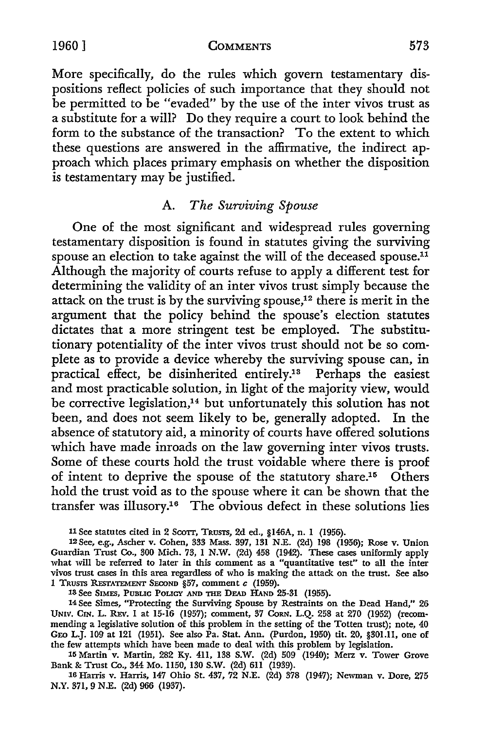More specifically, do the rules which govern testamentary dispositions reflect policies of such importance that they should not be permitted to be "evaded" by the use of the inter vivos trust as a substitute for a will? Do they require a court to look behind the form to the substance of the transaction? To the extent to which these questions are answered in the affirmative, the indirect approach which places primary emphasis on whether the disposition is testamentary may be justified.

### A. *The Surviving Spouse*

One of the most significant and widespread rules governing testamentary disposition is found in statutes giving the surviving spouse an election to take against the will of the deceased spouse.[11] Although the majority of courts refuse to apply a different test for determining the validity of an inter vivos trust simply because the attack on the trust is by the surviving spouse,[12] there is merit in the argument that the policy behind the spouse's election statutes dictates that a more stringent test be employed. The substitutionary potentiality of the inter vivos trust should not be so complete as to provide a device whereby the surviving spouse can, in practical effect, be disinherited entirely.[13] Perhaps the easiest and most practicable solution, in light of the majority view, would be corrective legislation,[14] but unfortunately this solution has not been, and does not seem likely to be, generally adopted. In the absence of statutory aid, a minority of courts have offered solutions which have made inroads on the law governing inter vivos trusts. Some of these courts hold the trust voidable where there is proof of intent to deprive the spouse of the statutory share.[15] Others hold the trust void as to the spouse where it can be shown that the transfer was illusory.[16] The obvious defect in these solutions lies

---

[11] See statutes cited in 2 SCOTT, TRUSTS, 2d ed., §146A, n. 1 (1956).

[12] See, e.g., Ascher v. Cohen, 333 Mass. 397, 131 N.E. (2d) 198 (1956); Rose v. Union Guardian Trust Co., 300 Mich. 73, 1 N.W. (2d) 458 (1942). These cases uniformly apply what will be referred to later in this comment as a "quantitative test" to all the inter vivos trust cases in this area regardless of who is making the attack on the trust. See also 1 TRUSTS RESTATEMENT SECOND §57, comment *c* (1959).

[13] See SIMES, PUBLIC POLICY AND THE DEAD HAND 25-31 (1955).

[14] See Simes, "Protecting the Surviving Spouse by Restraints on the Dead Hand," 26 UNIV. CIN. L. REV. 1 at 15-16 (1957); comment, 37 CORN. L.Q. 258 at 270 (1952) (recommending a legislative solution of this problem in the setting of the Totten trust); note, 40 GEO L.J. 109 at 121 (1951). See also Pa. Stat. Ann. (Purdon, 1950) tit. 20, §301.11, one of the few attempts which have been made to deal with this problem by legislation.

[15] Martin v. Martin, 282 Ky. 411, 138 S.W. (2d) 509 (1940); Merz v. Tower Grove Bank & Trust Co., 344 Mo. 1150, 130 S.W. (2d) 611 (1939).

[16] Harris v. Harris, 147 Ohio St. 437, 72 N.E. (2d) 378 (1947); Newman v. Dore, 275 N.Y. 371, 9 N.E. (2d) 966 (1937).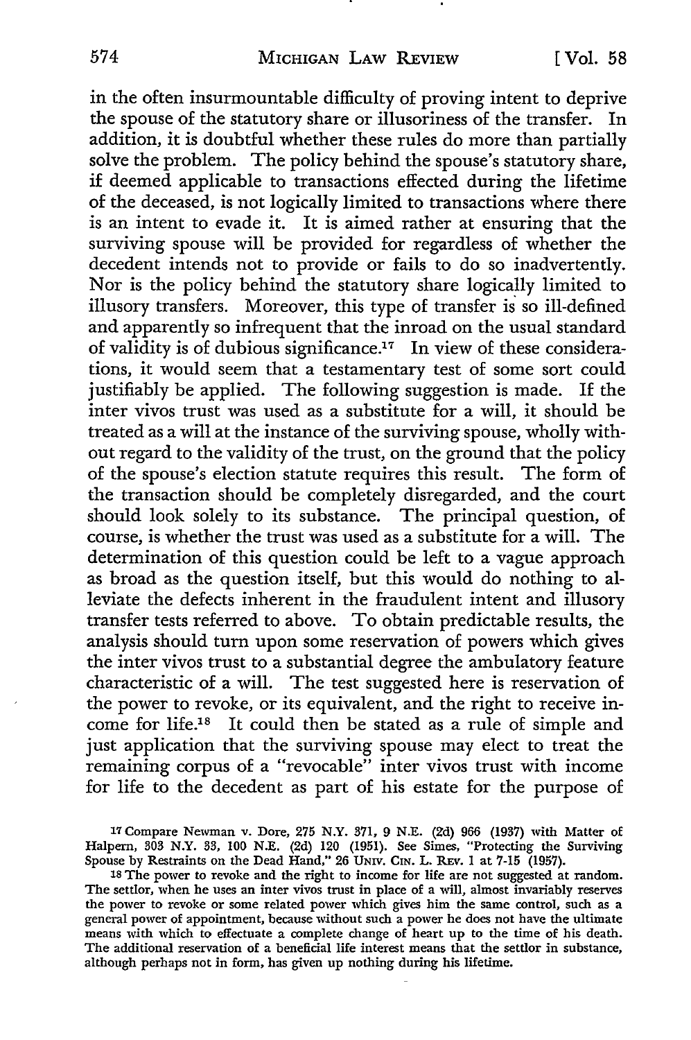in the often insurmountable difficulty of proving intent to deprive the spouse of the statutory share or illusoriness of the transfer. In addition, it is doubtful whether these rules do more than partially solve the problem. The policy behind the spouse's statutory share, if deemed applicable to transactions effected during the lifetime of the deceased, is not logically limited to transactions where there is an intent to evade it. It is aimed rather at ensuring that the surviving spouse will be provided for regardless of whether the decedent intends not to provide or fails to do so inadvertently. Nor is the policy behind the statutory share logically limited to illusory transfers. Moreover, this type of transfer is so ill-defined and apparently so infrequent that the inroad on the usual standard of validity is of dubious significance.[17] In view of these considerations, it would seem that a testamentary test of some sort could justifiably be applied. The following suggestion is made. If the inter vivos trust was used as a substitute for a will, it should be treated as a will at the instance of the surviving spouse, wholly without regard to the validity of the trust, on the ground that the policy of the spouse's election statute requires this result. The form of the transaction should be completely disregarded, and the court should look solely to its substance. The principal question, of course, is whether the trust was used as a substitute for a will. The determination of this question could be left to a vague approach as broad as the question itself, but this would do nothing to alleviate the defects inherent in the fraudulent intent and illusory transfer tests referred to above. To obtain predictable results, the analysis should turn upon some reservation of powers which gives the inter vivos trust to a substantial degree the ambulatory feature characteristic of a will. The test suggested here is reservation of the power to revoke, or its equivalent, and the right to receive income for life.[18] It could then be stated as a rule of simple and just application that the surviving spouse may elect to treat the remaining corpus of a "revocable" inter vivos trust with income for life to the decedent as part of his estate for the purpose of

---

[17] Compare Newman v. Dore, 275 N.Y. 371, 9 N.E. (2d) 966 (1937) with Matter of Halpern, 303 N.Y. 33, 100 N.E. (2d) 120 (1951). See Simes, "Protecting the Surviving Spouse by Restraints on the Dead Hand," 26 UNIV. CIN. L. REV. 1 at 7-15 (1957).

[18] The power to revoke and the right to income for life are not suggested at random. The settlor, when he uses an inter vivos trust in place of a will, almost invariably reserves the power to revoke or some related power which gives him the same control, such as a general power of appointment, because without such a power he does not have the ultimate means with which to effectuate a complete change of heart up to the time of his death. The additional reservation of a beneficial life interest means that the settlor in substance, although perhaps not in form, has given up nothing during his lifetime.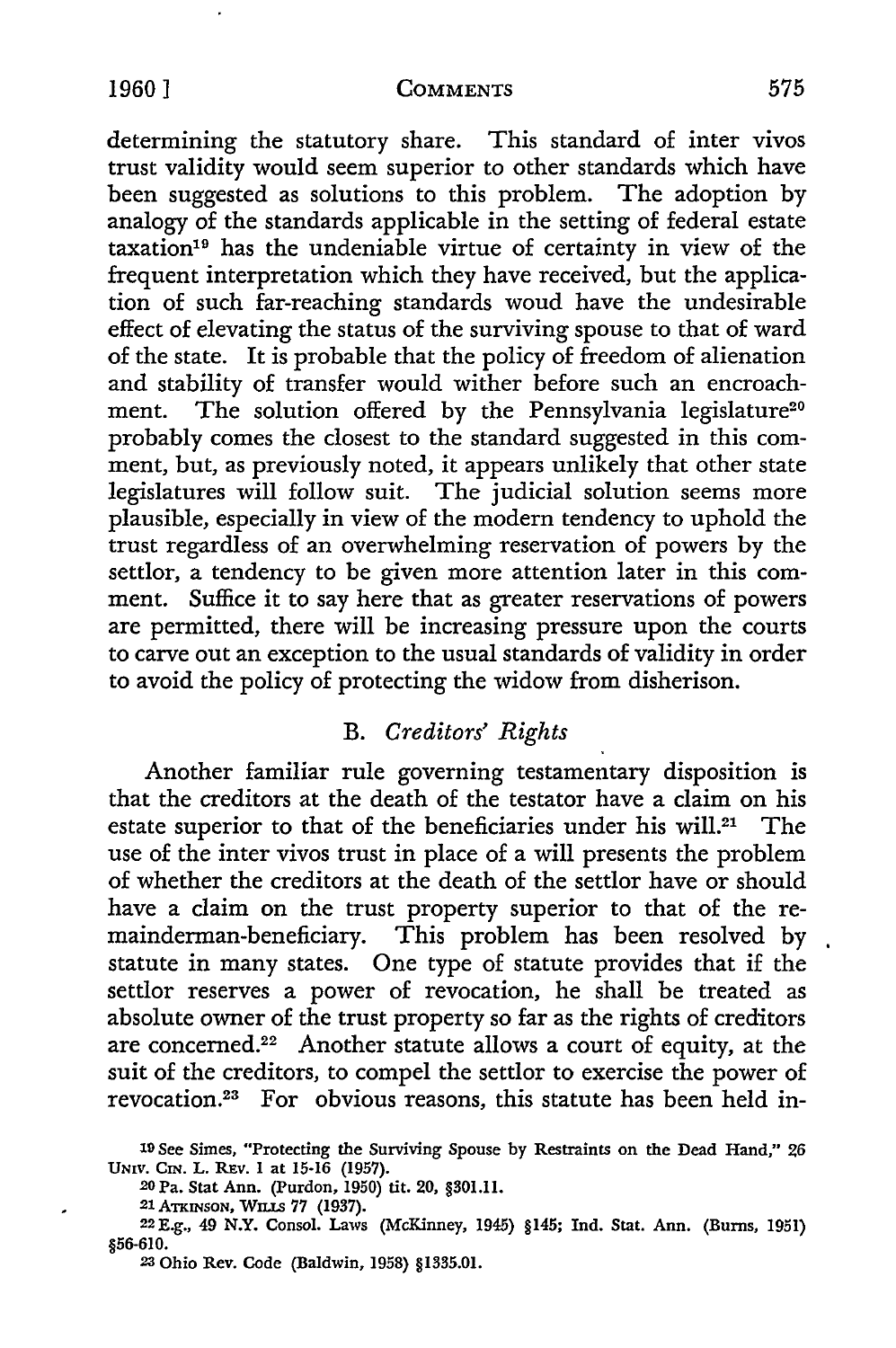determining the statutory share. This standard of inter vivos trust validity would seem superior to other standards which have been suggested as solutions to this problem. The adoption by analogy of the standards applicable in the setting of federal estate taxation[19] has the undeniable virtue of certainty in view of the frequent interpretation which they have received, but the application of such far-reaching standards woud have the undesirable effect of elevating the status of the surviving spouse to that of ward of the state. It is probable that the policy of freedom of alienation and stability of transfer would wither before such an encroachment. The solution offered by the Pennsylvania legislature[20] probably comes the closest to the standard suggested in this comment, but, as previously noted, it appears unlikely that other state legislatures will follow suit. The judicial solution seems more plausible, especially in view of the modern tendency to uphold the trust regardless of an overwhelming reservation of powers by the settlor, a tendency to be given more attention later in this comment. Suffice it to say here that as greater reservations of powers are permitted, there will be increasing pressure upon the courts to carve out an exception to the usual standards of validity in order to avoid the policy of protecting the widow from disherison.

### B. *Creditors' Rights*

Another familiar rule governing testamentary disposition is that the creditors at the death of the testator have a claim on his estate superior to that of the beneficiaries under his will.[21] The use of the inter vivos trust in place of a will presents the problem of whether the creditors at the death of the settlor have or should have a claim on the trust property superior to that of the remainderman-beneficiary. This problem has been resolved by statute in many states. One type of statute provides that if the settlor reserves a power of revocation, he shall be treated as absolute owner of the trust property so far as the rights of creditors are concerned.[22] Another statute allows a court of equity, at the suit of the creditors, to compel the settlor to exercise the power of revocation.[23] For obvious reasons, this statute has been held in-

[19] See Simes, "Protecting the Surviving Spouse by Restraints on the Dead Hand," 26 UNIV. CIN. L. REV. 1 at 15-16 (1957).

[20] Pa. Stat Ann. (Purdon, 1950) tit. 20, §301.11.

[21] ATKINSON, WILLS 77 (1937).

[22] E.g., 49 N.Y. Consol. Laws (McKinney, 1945) §145; Ind. Stat. Ann. (Burns, 1951) §56-610.

[23] Ohio Rev. Code (Baldwin, 1958) §1335.01.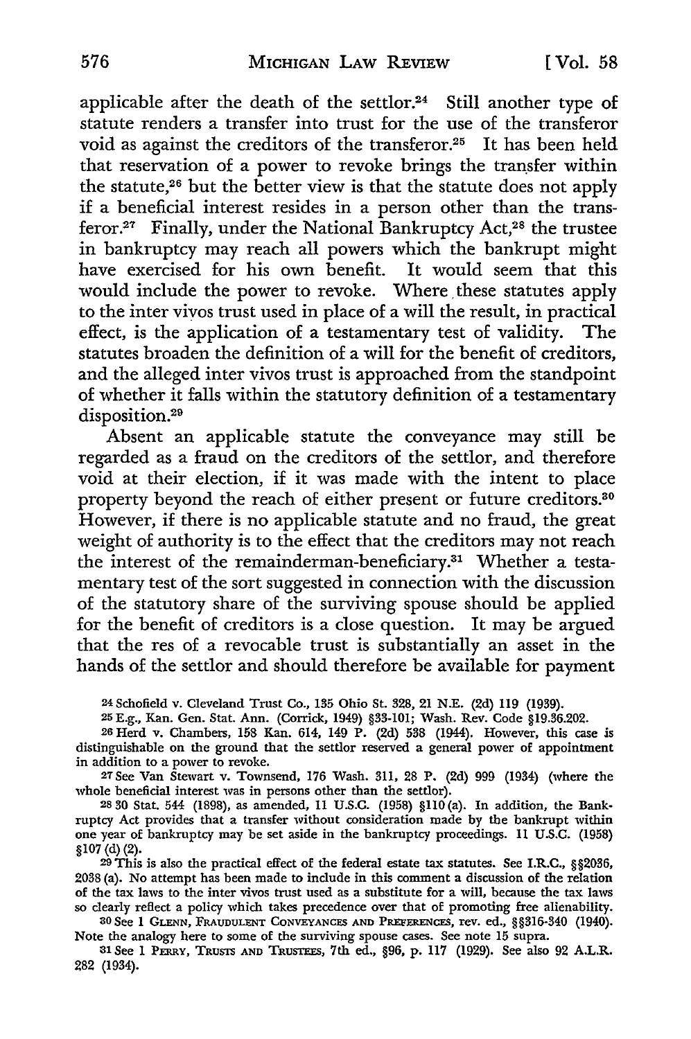applicable after the death of the settlor.[24] Still another type of statute renders a transfer into trust for the use of the transferor void as against the creditors of the transferor.[25] It has been held that reservation of a power to revoke brings the transfer within the statute,[26] but the better view is that the statute does not apply if a beneficial interest resides in a person other than the transferor.[27] Finally, under the National Bankruptcy Act,[28] the trustee in bankruptcy may reach all powers which the bankrupt might have exercised for his own benefit. It would seem that this would include the power to revoke. Where these statutes apply to the inter vivos trust used in place of a will the result, in practical effect, is the application of a testamentary test of validity. The statutes broaden the definition of a will for the benefit of creditors, and the alleged inter vivos trust is approached from the standpoint of whether it falls within the statutory definition of a testamentary disposition.[29]

Absent an applicable statute the conveyance may still be regarded as a fraud on the creditors of the settlor, and therefore void at their election, if it was made with the intent to place property beyond the reach of either present or future creditors.[30] However, if there is no applicable statute and no fraud, the great weight of authority is to the effect that the creditors may not reach the interest of the remainderman-beneficiary.[31] Whether a testamentary test of the sort suggested in connection with the discussion of the statutory share of the surviving spouse should be applied for the benefit of creditors is a close question. It may be argued that the res of a revocable trust is substantially an asset in the hands of the settlor and should therefore be available for payment

---

24 Schofield v. Cleveland Trust Co., 135 Ohio St. 328, 21 N.E. (2d) 119 (1939).

25 E.g., Kan. Gen. Stat. Ann. (Corrick, 1949) §33-101; Wash. Rev. Code §19.36.202.

26 Herd v. Chambers, 158 Kan. 614, 149 P. (2d) 538 (1944). However, this case is distinguishable on the ground that the settlor reserved a general power of appointment in addition to a power to revoke.

27 See Van Stewart v. Townsend, 176 Wash. 311, 28 P. (2d) 999 (1934) (where the whole beneficial interest was in persons other than the settlor).

28 30 Stat. 544 (1898), as amended, 11 U.S.C. (1958) §110(a). In addition, the Bankruptcy Act provides that a transfer without consideration made by the bankrupt within one year of bankruptcy may be set aside in the bankruptcy proceedings. 11 U.S.C. (1958) §107(d)(2).

29 This is also the practical effect of the federal estate tax statutes. See I.R.C., §§2036, 2038(a). No attempt has been made to include in this comment a discussion of the relation of the tax laws to the inter vivos trust used as a substitute for a will, because the tax laws so clearly reflect a policy which takes precedence over that of promoting free alienability.

30 See 1 GLENN, FRAUDULENT CONVEYANCES AND PREFERENCES, rev. ed., §§316-340 (1940). Note the analogy here to some of the surviving spouse cases. See note 15 supra.

31 See 1 PERRY, TRUSTS AND TRUSTEES, 7th ed., §96, p. 117 (1929). See also 92 A.L.R. 282 (1934).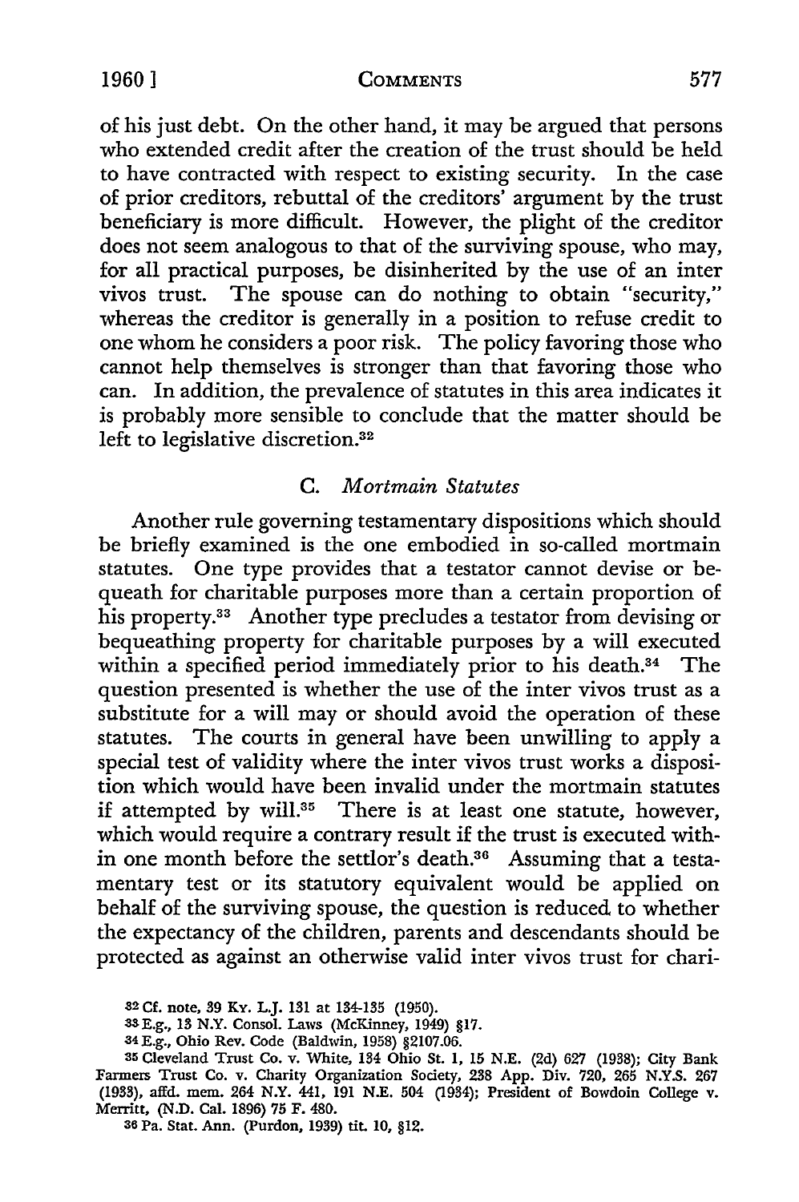of his just debt. On the other hand, it may be argued that persons who extended credit after the creation of the trust should be held to have contracted with respect to existing security. In the case of prior creditors, rebuttal of the creditors' argument by the trust beneficiary is more difficult. However, the plight of the creditor does not seem analogous to that of the surviving spouse, who may, for all practical purposes, be disinherited by the use of an inter vivos trust. The spouse can do nothing to obtain "security," whereas the creditor is generally in a position to refuse credit to one whom he considers a poor risk. The policy favoring those who cannot help themselves is stronger than that favoring those who can. In addition, the prevalence of statutes in this area indicates it is probably more sensible to conclude that the matter should be left to legislative discretion.[32]

### C. *Mortmain Statutes*

Another rule governing testamentary dispositions which should be briefly examined is the one embodied in so-called mortmain statutes. One type provides that a testator cannot devise or bequeath for charitable purposes more than a certain proportion of his property.[33] Another type precludes a testator from devising or bequeathing property for charitable purposes by a will executed within a specified period immediately prior to his death.[34] The question presented is whether the use of the inter vivos trust as a substitute for a will may or should avoid the operation of these statutes. The courts in general have been unwilling to apply a special test of validity where the inter vivos trust works a disposition which would have been invalid under the mortmain statutes if attempted by will.[35] There is at least one statute, however, which would require a contrary result if the trust is executed within one month before the settlor's death.[36] Assuming that a testamentary test or its statutory equivalent would be applied on behalf of the surviving spouse, the question is reduced to whether the expectancy of the children, parents and descendants should be protected as against an otherwise valid inter vivos trust for chari-

---

[32] Cf. note, 39 Ky. L.J. 131 at 134-135 (1950).

[33] E.g., 13 N.Y. Consol. Laws (McKinney, 1949) §17.

[34] E.g., Ohio Rev. Code (Baldwin, 1958) §2107.06.

[35] Cleveland Trust Co. v. White, 134 Ohio St. 1, 15 N.E. (2d) 627 (1938); City Bank Farmers Trust Co. v. Charity Organization Society, 238 App. Div. 720, 265 N.Y.S. 267 (1933), affd. mem. 264 N.Y. 441, 191 N.E. 504 (1934); President of Bowdoin College v. Merritt, (N.D. Cal. 1896) 75 F. 480.

[36] Pa. Stat. Ann. (Purdon, 1939) tit. 10, §12.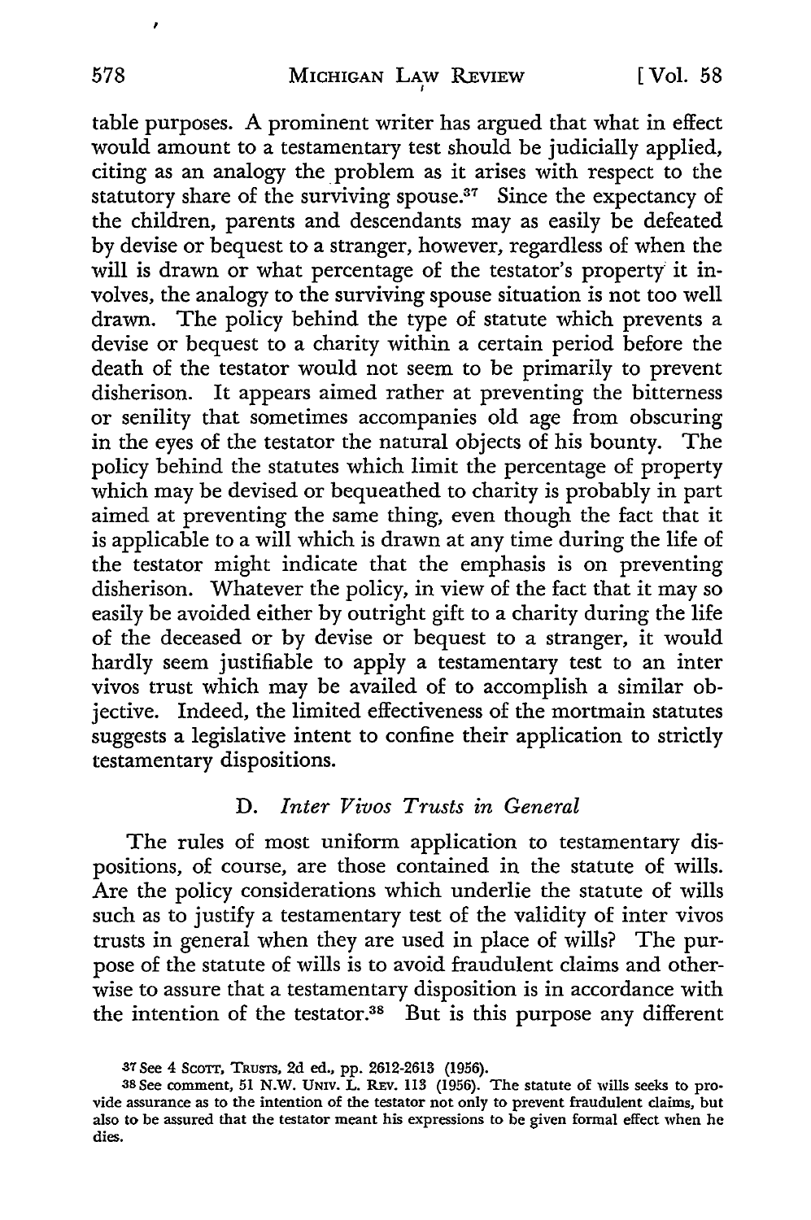table purposes. A prominent writer has argued that what in effect would amount to a testamentary test should be judicially applied, citing as an analogy the problem as it arises with respect to the statutory share of the surviving spouse.[37] Since the expectancy of the children, parents and descendants may as easily be defeated by devise or bequest to a stranger, however, regardless of when the will is drawn or what percentage of the testator's property it involves, the analogy to the surviving spouse situation is not too well drawn. The policy behind the type of statute which prevents a devise or bequest to a charity within a certain period before the death of the testator would not seem to be primarily to prevent disherison. It appears aimed rather at preventing the bitterness or senility that sometimes accompanies old age from obscuring in the eyes of the testator the natural objects of his bounty. The policy behind the statutes which limit the percentage of property which may be devised or bequeathed to charity is probably in part aimed at preventing the same thing, even though the fact that it is applicable to a will which is drawn at any time during the life of the testator might indicate that the emphasis is on preventing disherison. Whatever the policy, in view of the fact that it may so easily be avoided either by outright gift to a charity during the life of the deceased or by devise or bequest to a stranger, it would hardly seem justifiable to apply a testamentary test to an inter vivos trust which may be availed of to accomplish a similar objective. Indeed, the limited effectiveness of the mortmain statutes suggests a legislative intent to confine their application to strictly testamentary dispositions.

### D. *Inter Vivos Trusts in General*

The rules of most uniform application to testamentary dispositions, of course, are those contained in the statute of wills. Are the policy considerations which underlie the statute of wills such as to justify a testamentary test of the validity of inter vivos trusts in general when they are used in place of wills? The purpose of the statute of wills is to avoid fraudulent claims and otherwise to assure that a testamentary disposition is in accordance with the intention of the testator.[38] But is this purpose any different

---

[37] See 4 Scott, Trusts, 2d ed., pp. 2612-2613 (1956).

[38] See comment, 51 N.W. Univ. L. Rev. 113 (1956). The statute of wills seeks to provide assurance as to the intention of the testator not only to prevent fraudulent claims, but also to be assured that the testator meant his expressions to be given formal effect when he dies.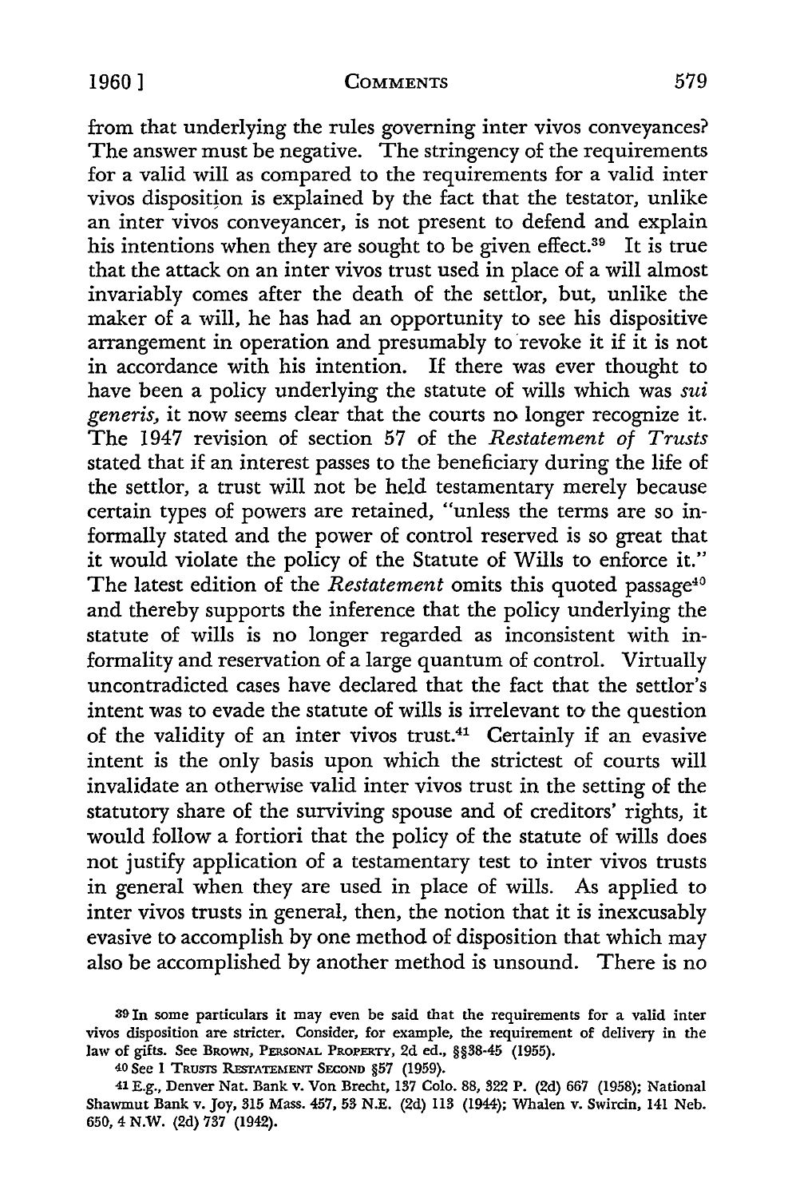from that underlying the rules governing inter vivos conveyances? The answer must be negative. The stringency of the requirements for a valid will as compared to the requirements for a valid inter vivos disposition is explained by the fact that the testator, unlike an inter vivos conveyancer, is not present to defend and explain his intentions when they are sought to be given effect.[39] It is true that the attack on an inter vivos trust used in place of a will almost invariably comes after the death of the settlor, but, unlike the maker of a will, he has had an opportunity to see his dispositive arrangement in operation and presumably to revoke it if it is not in accordance with his intention. If there was ever thought to have been a policy underlying the statute of wills which was *sui generis*, it now seems clear that the courts no longer recognize it. The 1947 revision of section 57 of the *Restatement of Trusts* stated that if an interest passes to the beneficiary during the life of the settlor, a trust will not be held testamentary merely because certain types of powers are retained, "unless the terms are so informally stated and the power of control reserved is so great that it would violate the policy of the Statute of Wills to enforce it." The latest edition of the *Restatement* omits this quoted passage[40] and thereby supports the inference that the policy underlying the statute of wills is no longer regarded as inconsistent with informality and reservation of a large quantum of control. Virtually uncontradicted cases have declared that the fact that the settlor's intent was to evade the statute of wills is irrelevant to the question of the validity of an inter vivos trust.[41] Certainly if an evasive intent is the only basis upon which the strictest of courts will invalidate an otherwise valid inter vivos trust in the setting of the statutory share of the surviving spouse and of creditors' rights, it would follow a fortiori that the policy of the statute of wills does not justify application of a testamentary test to inter vivos trusts in general when they are used in place of wills. As applied to inter vivos trusts in general, then, the notion that it is inexcusably evasive to accomplish by one method of disposition that which may also be accomplished by another method is unsound. There is no

[39] In some particulars it may even be said that the requirements for a valid inter vivos disposition are stricter. Consider, for example, the requirement of delivery in the law of gifts. See BROWN, PERSONAL PROPERTY, 2d ed., §§38-45 (1955).

[40] See 1 TRUSTS RESTATEMENT SECOND §57 (1959).

[41] E.g., Denver Nat. Bank v. Von Brecht, 137 Colo. 88, 322 P. (2d) 667 (1958); National Shawmut Bank v. Joy, 315 Mass. 457, 53 N.E. (2d) 113 (1944); Whalen v. Swircin, 141 Neb. 650, 4 N.W. (2d) 737 (1942).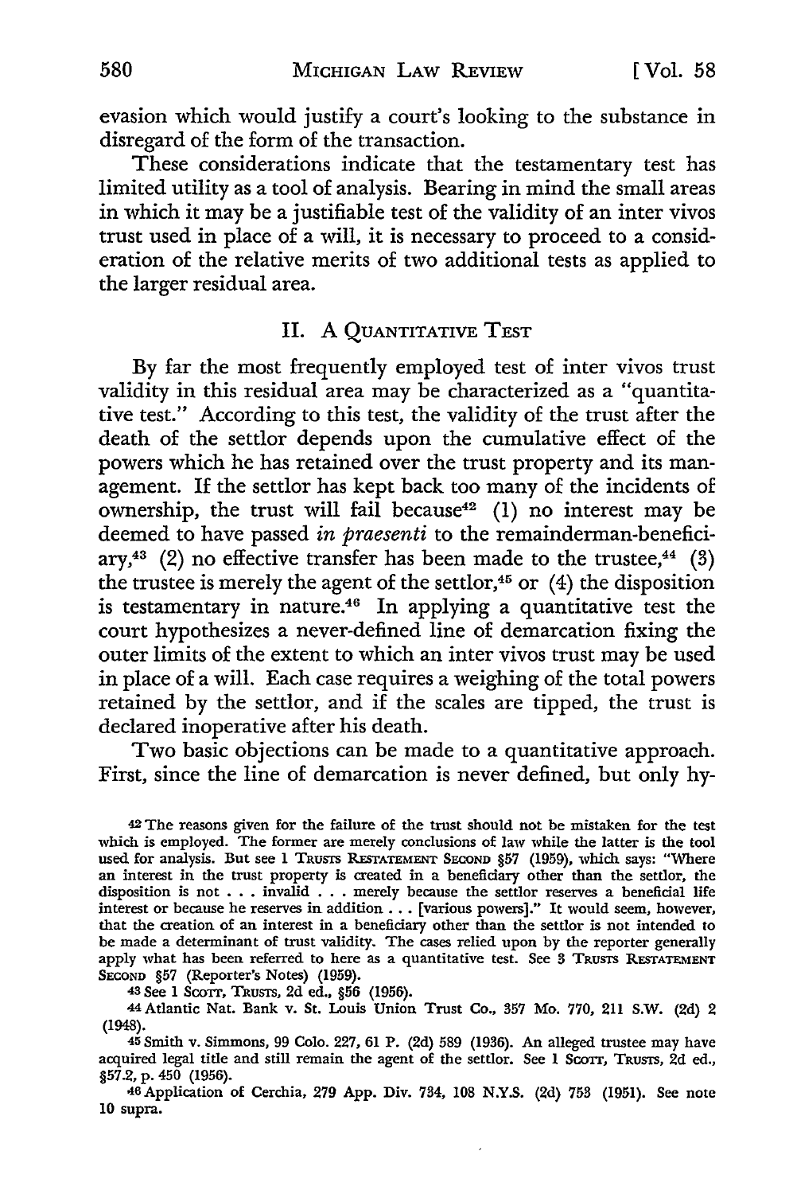evasion which would justify a court's looking to the substance in disregard of the form of the transaction.

These considerations indicate that the testamentary test has limited utility as a tool of analysis. Bearing in mind the small areas in which it may be a justifiable test of the validity of an inter vivos trust used in place of a will, it is necessary to proceed to a consideration of the relative merits of two additional tests as applied to the larger residual area.

## II. A Quantitative Test

By far the most frequently employed test of inter vivos trust validity in this residual area may be characterized as a "quantitative test." According to this test, the validity of the trust after the death of the settlor depends upon the cumulative effect of the powers which he has retained over the trust property and its management. If the settlor has kept back too many of the incidents of ownership, the trust will fail because[42] (1) no interest may be deemed to have passed *in praesenti* to the remainderman-beneficiary,[43] (2) no effective transfer has been made to the trustee,[44] (3) the trustee is merely the agent of the settlor,[45] or (4) the disposition is testamentary in nature.[46] In applying a quantitative test the court hypothesizes a never-defined line of demarcation fixing the outer limits of the extent to which an inter vivos trust may be used in place of a will. Each case requires a weighing of the total powers retained by the settlor, and if the scales are tipped, the trust is declared inoperative after his death.

Two basic objections can be made to a quantitative approach. First, since the line of demarcation is never defined, but only hy-

---

42 The reasons given for the failure of the trust should not be mistaken for the test which is employed. The former are merely conclusions of law while the latter is the tool used for analysis. But see 1 Trusts Restatement Second §57 (1959), which says: "Where an interest in the trust property is created in a beneficiary other than the settlor, the disposition is not . . . invalid . . . merely because the settlor reserves a beneficial life interest or because he reserves in addition . . . [various powers]." It would seem, however, that the creation of an interest in a beneficiary other than the settlor is not intended to be made a determinant of trust validity. The cases relied upon by the reporter generally apply what has been referred to here as a quantitative test. See 3 Trusts Restatement Second §57 (Reporter's Notes) (1959).

43 See 1 Scott, Trusts, 2d ed., §56 (1956).

44 Atlantic Nat. Bank v. St. Louis Union Trust Co., 357 Mo. 770, 211 S.W. (2d) 2 (1948).

45 Smith v. Simmons, 99 Colo. 227, 61 P. (2d) 589 (1936). An alleged trustee may have acquired legal title and still remain the agent of the settlor. See 1 Scott, Trusts, 2d ed., §57.2, p. 450 (1956).

46 Application of Cerchia, 279 App. Div. 734, 108 N.Y.S. (2d) 753 (1951). See note 10 supra.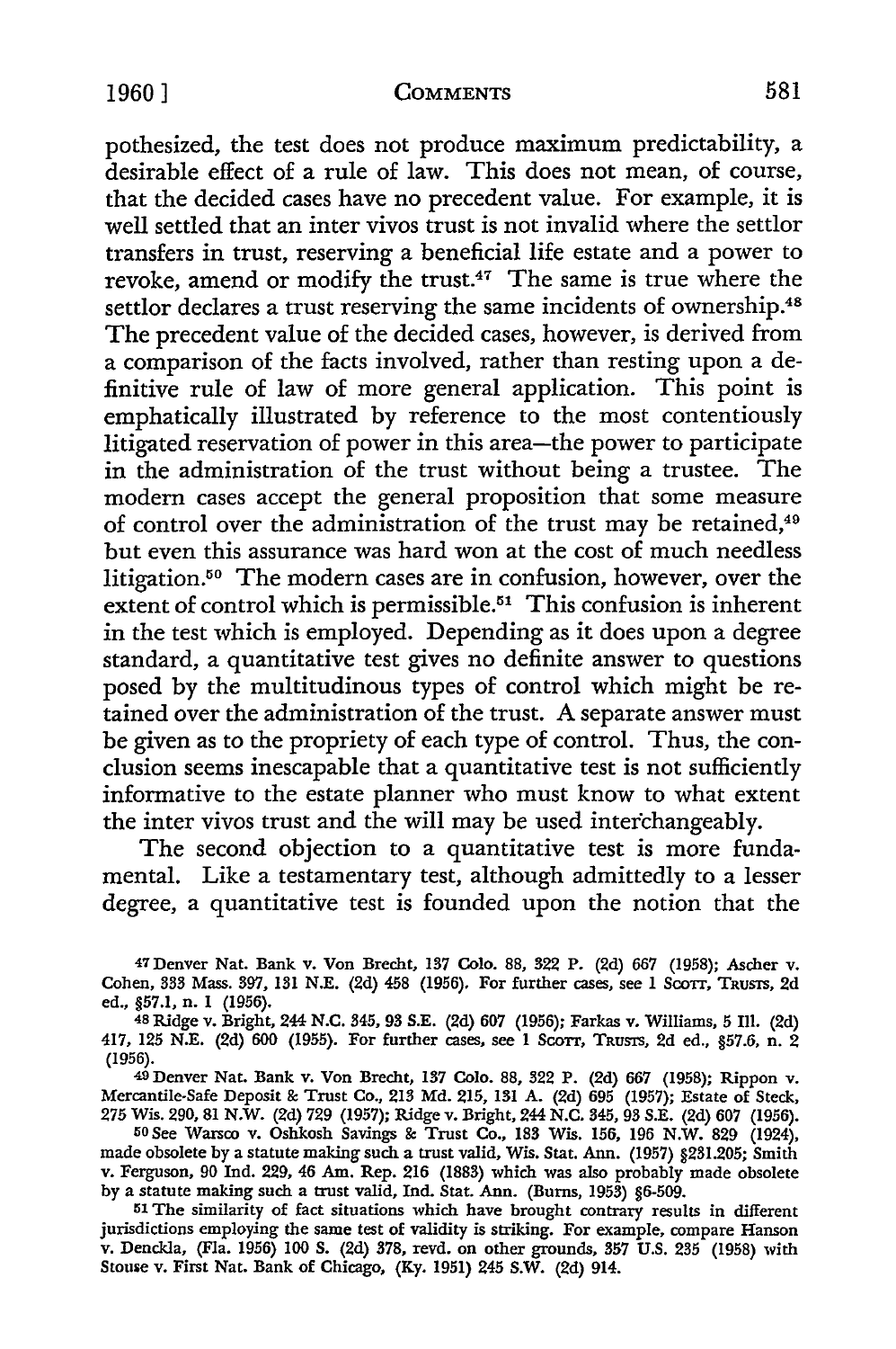pothesized, the test does not produce maximum predictability, a desirable effect of a rule of law. This does not mean, of course, that the decided cases have no precedent value. For example, it is well settled that an inter vivos trust is not invalid where the settlor transfers in trust, reserving a beneficial life estate and a power to revoke, amend or modify the trust.[47] The same is true where the settlor declares a trust reserving the same incidents of ownership.[48] The precedent value of the decided cases, however, is derived from a comparison of the facts involved, rather than resting upon a definitive rule of law of more general application. This point is emphatically illustrated by reference to the most contentiously litigated reservation of power in this area—the power to participate in the administration of the trust without being a trustee. The modern cases accept the general proposition that some measure of control over the administration of the trust may be retained,[49] but even this assurance was hard won at the cost of much needless litigation.[50] The modern cases are in confusion, however, over the extent of control which is permissible.[51] This confusion is inherent in the test which is employed. Depending as it does upon a degree standard, a quantitative test gives no definite answer to questions posed by the multitudinous types of control which might be retained over the administration of the trust. A separate answer must be given as to the propriety of each type of control. Thus, the conclusion seems inescapable that a quantitative test is not sufficiently informative to the estate planner who must know to what extent the inter vivos trust and the will may be used interchangeably.

The second objection to a quantitative test is more fundamental. Like a testamentary test, although admittedly to a lesser degree, a quantitative test is founded upon the notion that the

---

[47] Denver Nat. Bank v. Von Brecht, 137 Colo. 88, 322 P. (2d) 667 (1958); Ascher v. Cohen, 333 Mass. 397, 131 N.E. (2d) 458 (1956). For further cases, see 1 SCOTT, TRUSTS, 2d ed., §57.1, n. 1 (1956).

[48] Ridge v. Bright, 244 N.C. 345, 93 S.E. (2d) 607 (1956); Farkas v. Williams, 5 Ill. (2d) 417, 125 N.E. (2d) 600 (1955). For further cases, see 1 SCOTT, TRUSTS, 2d ed., §57.6, n. 2 (1956).

[49] Denver Nat. Bank v. Von Brecht, 137 Colo. 88, 322 P. (2d) 667 (1958); Rippon v. Mercantile-Safe Deposit & Trust Co., 213 Md. 215, 131 A. (2d) 695 (1957); Estate of Steck, 275 Wis. 290, 81 N.W. (2d) 729 (1957); Ridge v. Bright, 244 N.C. 345, 93 S.E. (2d) 607 (1956).

[50] See Warsco v. Oshkosh Savings & Trust Co., 183 Wis. 156, 196 N.W. 829 (1924), made obsolete by a statute making such a trust valid, Wis. Stat. Ann. (1957) §231.205; Smith v. Ferguson, 90 Ind. 229, 46 Am. Rep. 216 (1883) which was also probably made obsolete by a statute making such a trust valid, Ind. Stat. Ann. (Burns, 1953) §6-509.

[51] The similarity of fact situations which have brought contrary results in different jurisdictions employing the same test of validity is striking. For example, compare Hanson v. Denckla, (Fla. 1956) 100 S. (2d) 378, revd. on other grounds, 357 U.S. 235 (1958) with Stouse v. First Nat. Bank of Chicago, (Ky. 1951) 245 S.W. (2d) 914.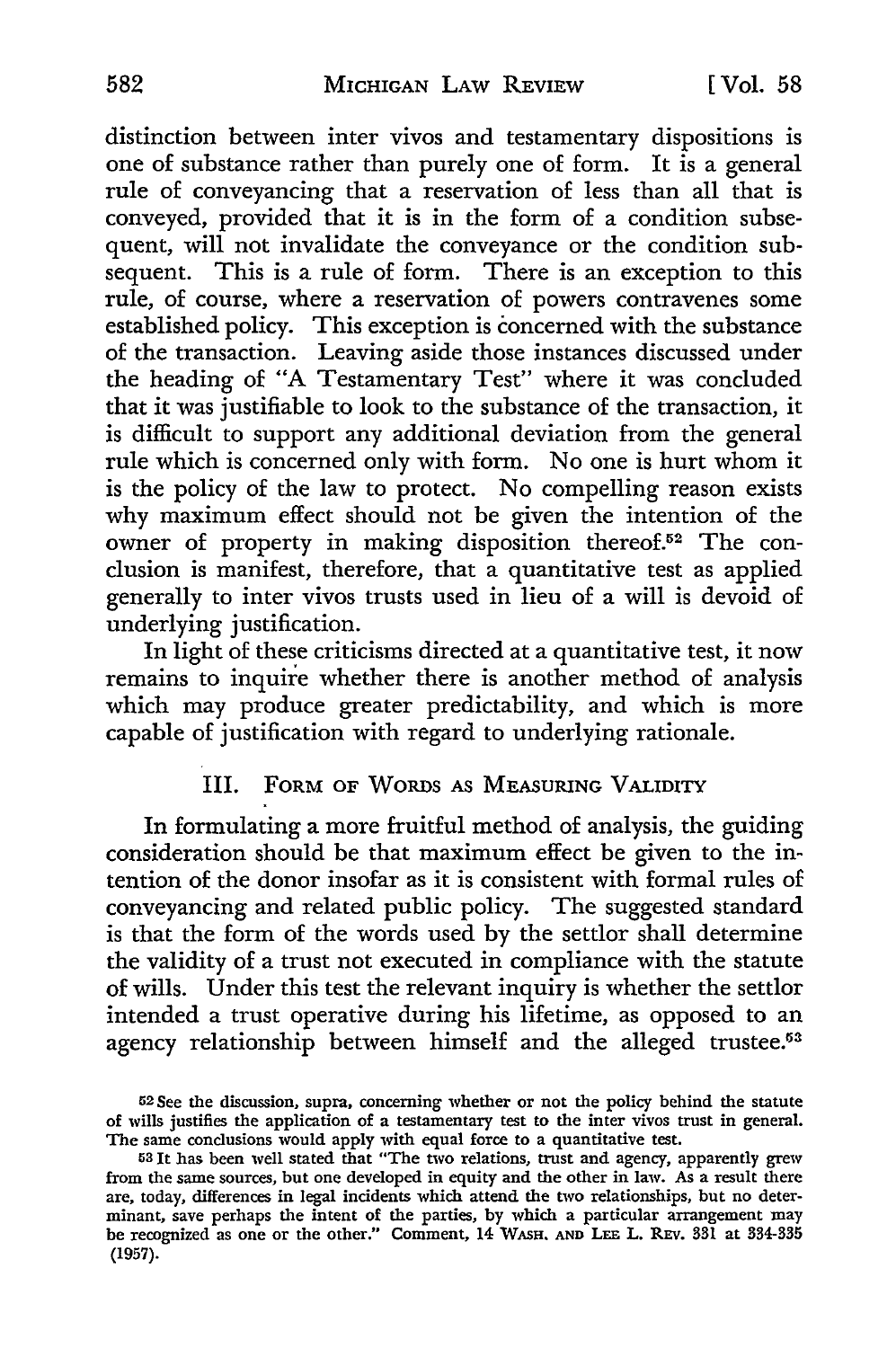distinction between inter vivos and testamentary dispositions is one of substance rather than purely one of form. It is a general rule of conveyancing that a reservation of less than all that is conveyed, provided that it is in the form of a condition subsequent, will not invalidate the conveyance or the condition subsequent. This is a rule of form. There is an exception to this rule, of course, where a reservation of powers contravenes some established policy. This exception is concerned with the substance of the transaction. Leaving aside those instances discussed under the heading of "A Testamentary Test" where it was concluded that it was justifiable to look to the substance of the transaction, it is difficult to support any additional deviation from the general rule which is concerned only with form. No one is hurt whom it is the policy of the law to protect. No compelling reason exists why maximum effect should not be given the intention of the owner of property in making disposition thereof.[52] The conclusion is manifest, therefore, that a quantitative test as applied generally to inter vivos trusts used in lieu of a will is devoid of underlying justification.

In light of these criticisms directed at a quantitative test, it now remains to inquire whether there is another method of analysis which may produce greater predictability, and which is more capable of justification with regard to underlying rationale.

## III. Form of Words as Measuring Validity

In formulating a more fruitful method of analysis, the guiding consideration should be that maximum effect be given to the intention of the donor insofar as it is consistent with formal rules of conveyancing and related public policy. The suggested standard is that the form of the words used by the settlor shall determine the validity of a trust not executed in compliance with the statute of wills. Under this test the relevant inquiry is whether the settlor intended a trust operative during his lifetime, as opposed to an agency relationship between himself and the alleged trustee.[53]

[52] See the discussion, supra, concerning whether or not the policy behind the statute of wills justifies the application of a testamentary test to the inter vivos trust in general. The same conclusions would apply with equal force to a quantitative test.

[53] It has been well stated that "The two relations, trust and agency, apparently grew from the same sources, but one developed in equity and the other in law. As a result there are, today, differences in legal incidents which attend the two relationships, but no determinant, save perhaps the intent of the parties, by which a particular arrangement may be recognized as one or the other." Comment, 14 Wash. and Lee L. Rev. 331 at 334-335 (1957).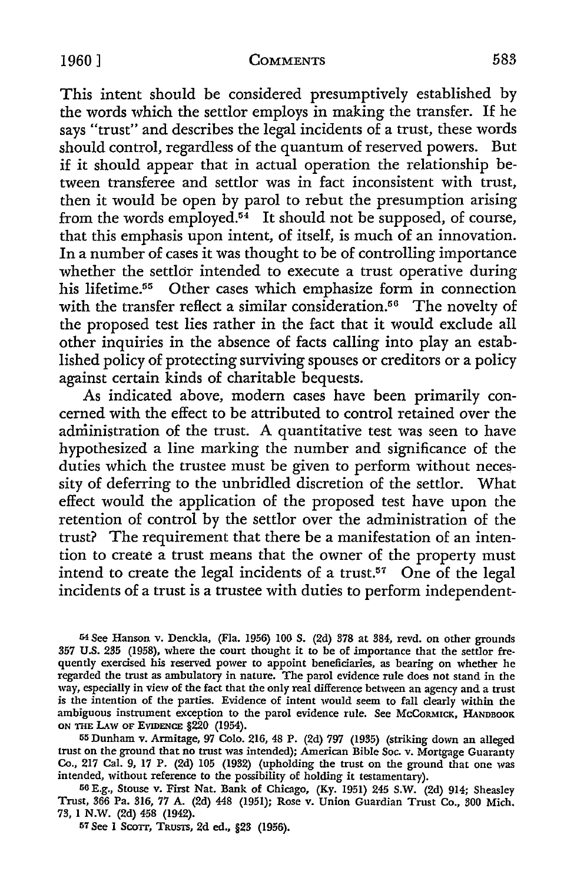This intent should be considered presumptively established by the words which the settlor employs in making the transfer. If he says "trust" and describes the legal incidents of a trust, these words should control, regardless of the quantum of reserved powers. But if it should appear that in actual operation the relationship between transferee and settlor was in fact inconsistent with trust, then it would be open by parol to rebut the presumption arising from the words employed.[54] It should not be supposed, of course, that this emphasis upon intent, of itself, is much of an innovation. In a number of cases it was thought to be of controlling importance whether the settlor intended to execute a trust operative during his lifetime.[55] Other cases which emphasize form in connection with the transfer reflect a similar consideration.[56] The novelty of the proposed test lies rather in the fact that it would exclude all other inquiries in the absence of facts calling into play an established policy of protecting surviving spouses or creditors or a policy against certain kinds of charitable bequests.

As indicated above, modern cases have been primarily concerned with the effect to be attributed to control retained over the administration of the trust. A quantitative test was seen to have hypothesized a line marking the number and significance of the duties which the trustee must be given to perform without necessity of deferring to the unbridled discretion of the settlor. What effect would the application of the proposed test have upon the retention of control by the settlor over the administration of the trust? The requirement that there be a manifestation of an intention to create a trust means that the owner of the property must intend to create the legal incidents of a trust.[57] One of the legal incidents of a trust is a trustee with duties to perform independent-

[54] See Hanson v. Denckla, (Fla. 1956) 100 S. (2d) 378 at 384, revd. on other grounds 357 U.S. 235 (1958), where the court thought it to be of importance that the settlor frequently exercised his reserved power to appoint beneficiaries, as bearing on whether he regarded the trust as ambulatory in nature. The parol evidence rule does not stand in the way, especially in view of the fact that the only real difference between an agency and a trust is the intention of the parties. Evidence of intent would seem to fall clearly within the ambiguous instrument exception to the parol evidence rule. See McCORMICK, HANDBOOK ON THE LAW OF EVIDENCE §220 (1954).

[55] Dunham v. Armitage, 97 Colo. 216, 48 P. (2d) 797 (1935) (striking down an alleged trust on the ground that no trust was intended); American Bible Soc. v. Mortgage Guaranty Co., 217 Cal. 9, 17 P. (2d) 105 (1932) (upholding the trust on the ground that one was intended, without reference to the possibility of holding it testamentary).

[56] E.g., Stouse v. First Nat. Bank of Chicago, (Ky. 1951) 245 S.W. (2d) 914; Sheasley Trust, 366 Pa. 316, 77 A. (2d) 448 (1951); Rose v. Union Guardian Trust Co., 300 Mich. 73, 1 N.W. (2d) 458 (1942).

[57] See 1 SCOTT, TRUSTS, 2d ed., §23 (1956).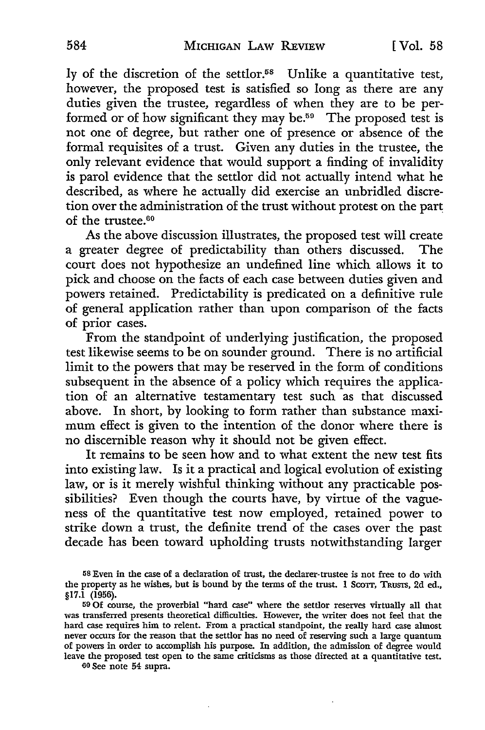ly of the discretion of the settlor.[58] Unlike a quantitative test, however, the proposed test is satisfied so long as there are any duties given the trustee, regardless of when they are to be performed or of how significant they may be.[59] The proposed test is not one of degree, but rather one of presence or absence of the formal requisites of a trust. Given any duties in the trustee, the only relevant evidence that would support a finding of invalidity is parol evidence that the settlor did not actually intend what he described, as where he actually did exercise an unbridled discretion over the administration of the trust without protest on the part of the trustee.[60]

As the above discussion illustrates, the proposed test will create a greater degree of predictability than others discussed. The court does not hypothesize an undefined line which allows it to pick and choose on the facts of each case between duties given and powers retained. Predictability is predicated on a definitive rule of general application rather than upon comparison of the facts of prior cases.

From the standpoint of underlying justification, the proposed test likewise seems to be on sounder ground. There is no artificial limit to the powers that may be reserved in the form of conditions subsequent in the absence of a policy which requires the application of an alternative testamentary test such as that discussed above. In short, by looking to form rather than substance maximum effect is given to the intention of the donor where there is no discernible reason why it should not be given effect.

It remains to be seen how and to what extent the new test fits into existing law. Is it a practical and logical evolution of existing law, or is it merely wishful thinking without any practicable possibilities? Even though the courts have, by virtue of the vagueness of the quantitative test now employed, retained power to strike down a trust, the definite trend of the cases over the past decade has been toward upholding trusts notwithstanding larger

---

[58] Even in the case of a declaration of trust, the declarer-trustee is not free to do with the property as he wishes, but is bound by the terms of the trust. 1 SCOTT, TRUSTS, 2d ed., §17.1 (1956).

[59] Of course, the proverbial "hard case" where the settlor reserves virtually all that was transferred presents theoretical difficulties. However, the writer does not feel that the hard case requires him to relent. From a practical standpoint, the really hard case almost never occurs for the reason that the settlor has no need of reserving such a large quantum of powers in order to accomplish his purpose. In addition, the admission of degree would leave the proposed test open to the same criticisms as those directed at a quantitative test.

[60] See note 54 supra.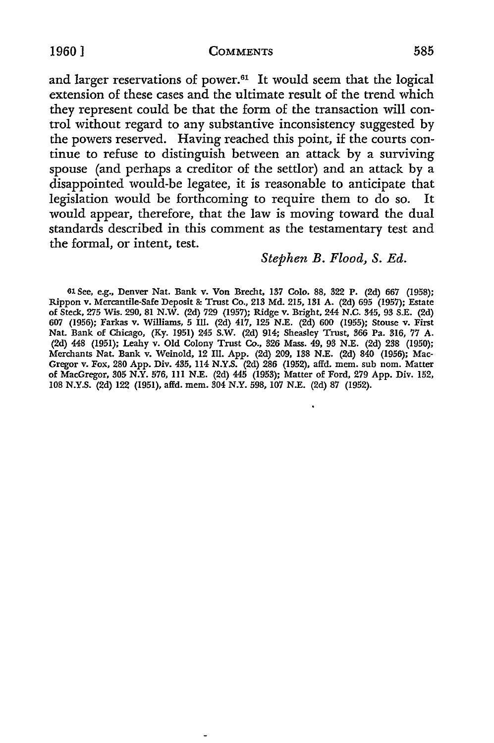and larger reservations of power.[61] It would seem that the logical extension of these cases and the ultimate result of the trend which they represent could be that the form of the transaction will control without regard to any substantive inconsistency suggested by the powers reserved. Having reached this point, if the courts continue to refuse to distinguish between an attack by a surviving spouse (and perhaps a creditor of the settlor) and an attack by a disappointed would-be legatee, it is reasonable to anticipate that legislation would be forthcoming to require them to do so. It would appear, therefore, that the law is moving toward the dual standards described in this comment as the testamentary test and the formal, or intent, test.

*Stephen B. Flood, S. Ed.*

[61] See, e.g., Denver Nat. Bank v. Von Brecht, 137 Colo. 88, 322 P. (2d) 667 (1958); Rippon v. Mercantile-Safe Deposit & Trust Co., 213 Md. 215, 131 A. (2d) 695 (1957); Estate of Steck, 275 Wis. 290, 81 N.W. (2d) 729 (1957); Ridge v. Bright, 244 N.C. 345, 93 S.E. (2d) 607 (1956); Farkas v. Williams, 5 Ill. (2d) 417, 125 N.E. (2d) 600 (1955); Stouse v. First Nat. Bank of Chicago, (Ky. 1951) 245 S.W. (2d) 914; Sheasley Trust, 366 Pa. 316, 77 A. (2d) 448 (1951); Leahy v. Old Colony Trust Co., 326 Mass. 49, 93 N.E. (2d) 238 (1950); Merchants Nat. Bank v. Weinold, 12 Ill. App. (2d) 209, 138 N.E. (2d) 840 (1956); MacGregor v. Fox, 280 App. Div. 435, 114 N.Y.S. (2d) 286 (1952), affd. mem. sub nom. Matter of MacGregor, 305 N.Y. 576, 111 N.E. (2d) 445 (1953); Matter of Ford, 279 App. Div. 152, 108 N.Y.S. (2d) 122 (1951), affd. mem. 304 N.Y. 598, 107 N.E. (2d) 87 (1952).